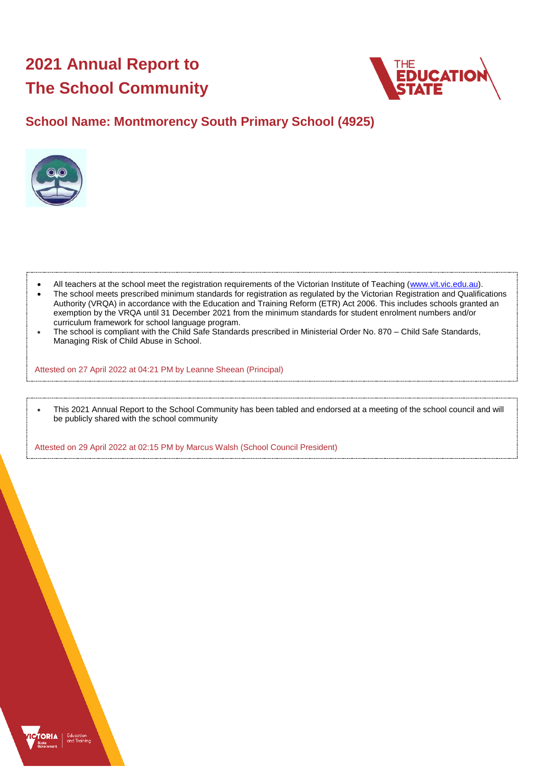# 2021 Annual Report to The School Community

## School Name: Montmorency South Primary School (4925)

- All teachers at the school meet the registration requirements of the Victorian Institute of Teaching (www.vit.vic.edu.au).
- The school meets prescribed minimum standards for registration as regulated by the Victorian Registration and Qualifications Authority (VRQA) in accordance with the Education and Training Reform (ETR) Act 2006. This includes schools granted an exemption by the VRQA until 31 December 2021 from the minimum standards for student enrolment numbers and/or curriculum framework for school language program.
- The school is compliant with the Child Safe Standards prescribed in Ministerial Order No. 870 – Child Safe Standards, Managing Risk of Child Abuse in School.

Attested on 27 April 2022 at 04:21 PM by Leanne Sheean (Principal)

- This 2021 Annual Report to the School Community has been tabled and endorsed at a meeting of the school council and will be publicly shared with the school community

Attested on 29 April 2022 at 02:15 PM by Marcus Walsh (School Council President)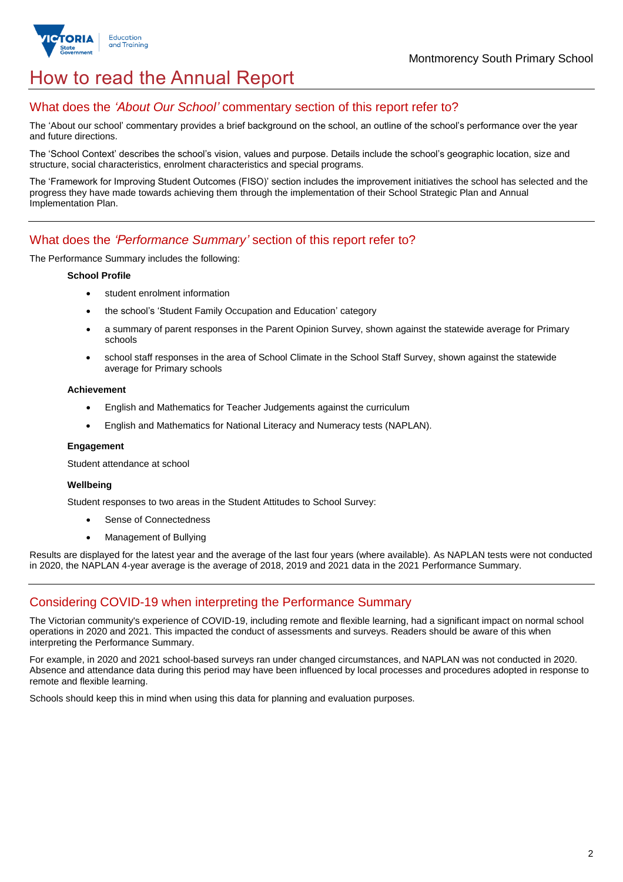# How to read the Annual Report

## What does the *'About Our School'* commentary section of this report refer to?

The 'About our school' commentary provides a brief background on the school, an outline of the school's performance over the year and future directions.

The 'School Context' describes the school's vision, values and purpose. Details include the school's geographic location, size and structure, social characteristics, enrolment characteristics and special programs.

The 'Framework for Improving Student Outcomes (FISO)' section includes the improvement initiatives the school has selected and the progress they have made towards achieving them through the implementation of their School Strategic Plan and Annual Implementation Plan.

## What does the *'Performance Summary'* section of this report refer to?

The Performance Summary includes the following:

**School Profile**

- student enrolment information
- the school's 'Student Family Occupation and Education' category
- a summary of parent responses in the Parent Opinion Survey, shown against the statewide average for Primary schools
- school staff responses in the area of School Climate in the School Staff Survey, shown against the statewide average for Primary schools

**Achievement**

- English and Mathematics for Teacher Judgements against the curriculum
- English and Mathematics for National Literacy and Numeracy tests (NAPLAN).

**Engagement**

Student attendance at school

**Wellbeing**

Student responses to two areas in the Student Attitudes to School Survey:

- Sense of Connectedness
- Management of Bullying

Results are displayed for the latest year and the average of the last four years (where available). As NAPLAN tests were not conducted in 2020, the NAPLAN 4-year average is the average of 2018, 2019 and 2021 data in the 2021 Performance Summary.

## Considering COVID-19 when interpreting the Performance Summary

The Victorian community's experience of COVID-19, including remote and flexible learning, had a significant impact on normal school operations in 2020 and 2021. This impacted the conduct of assessments and surveys. Readers should be aware of this when interpreting the Performance Summary.

For example, in 2020 and 2021 school-based surveys ran under changed circumstances, and NAPLAN was not conducted in 2020. Absence and attendance data during this period may have been influenced by local processes and procedures adopted in response to remote and flexible learning.

Schools should keep this in mind when using this data for planning and evaluation purposes.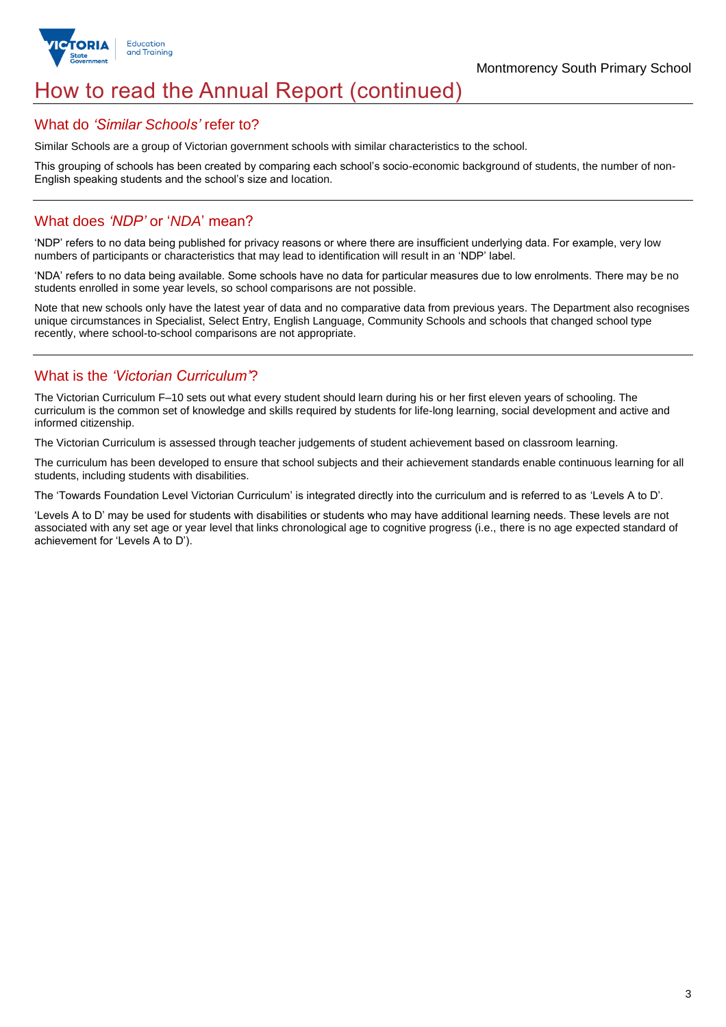# How to read the Annual Report (continued)

## What do *'Similar Schools'* refer to?

Similar Schools are a group of Victorian government schools with similar characteristics to the school.

This grouping of schools has been created by comparing each school's socio-economic background of students, the number of non-English speaking students and the school's size and location.

## What does *'NDP'* or '*NDA*' mean?

'NDP' refers to no data being published for privacy reasons or where there are insufficient underlying data. For example, very low numbers of participants or characteristics that may lead to identification will result in an 'NDP' label.

'NDA' refers to no data being available. Some schools have no data for particular measures due to low enrolments. There may be no students enrolled in some year levels, so school comparisons are not possible.

Note that new schools only have the latest year of data and no comparative data from previous years. The Department also recognises unique circumstances in Specialist, Select Entry, English Language, Community Schools and schools that changed school type recently, where school-to-school comparisons are not appropriate.

## What is the *'Victorian Curriculum'*?

The Victorian Curriculum F–10 sets out what every student should learn during his or her first eleven years of schooling. The curriculum is the common set of knowledge and skills required by students for life-long learning, social development and active and informed citizenship.

The Victorian Curriculum is assessed through teacher judgements of student achievement based on classroom learning.

The curriculum has been developed to ensure that school subjects and their achievement standards enable continuous learning for all students, including students with disabilities.

The 'Towards Foundation Level Victorian Curriculum' is integrated directly into the curriculum and is referred to as 'Levels A to D'.

'Levels A to D' may be used for students with disabilities or students who may have additional learning needs. These levels are not associated with any set age or year level that links chronological age to cognitive progress (i.e., there is no age expected standard of achievement for 'Levels A to D').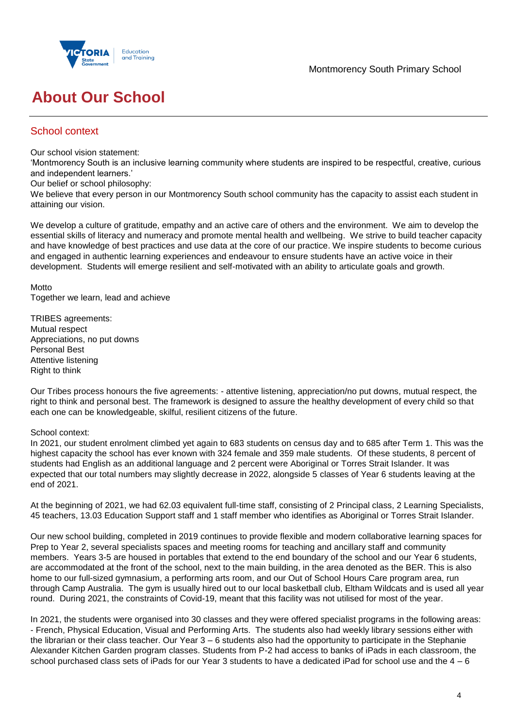# About Our School

## School context

Our school vision statement:
'Montmorency South is an inclusive learning community where students are inspired to be respectful, creative, curious and independent learners.'
Our belief or school philosophy:
We believe that every person in our Montmorency South school community has the capacity to assist each student in attaining our vision.

We develop a culture of gratitude, empathy and an active care of others and the environment. We aim to develop the essential skills of literacy and numeracy and promote mental health and wellbeing. We strive to build teacher capacity and have knowledge of best practices and use data at the core of our practice. We inspire students to become curious and engaged in authentic learning experiences and endeavour to ensure students have an active voice in their development. Students will emerge resilient and self-motivated with an ability to articulate goals and growth.

Motto
Together we learn, lead and achieve

TRIBES agreements:
Mutual respect
Appreciations, no put downs
Personal Best
Attentive listening
Right to think

Our Tribes process honours the five agreements: - attentive listening, appreciation/no put downs, mutual respect, the right to think and personal best. The framework is designed to assure the healthy development of every child so that each one can be knowledgeable, skilful, resilient citizens of the future.

School context:
In 2021, our student enrolment climbed yet again to 683 students on census day and to 685 after Term 1. This was the highest capacity the school has ever known with 324 female and 359 male students. Of these students, 8 percent of students had English as an additional language and 2 percent were Aboriginal or Torres Strait Islander. It was expected that our total numbers may slightly decrease in 2022, alongside 5 classes of Year 6 students leaving at the end of 2021.

At the beginning of 2021, we had 62.03 equivalent full-time staff, consisting of 2 Principal class, 2 Learning Specialists, 45 teachers, 13.03 Education Support staff and 1 staff member who identifies as Aboriginal or Torres Strait Islander.

Our new school building, completed in 2019 continues to provide flexible and modern collaborative learning spaces for Prep to Year 2, several specialists spaces and meeting rooms for teaching and ancillary staff and community members. Years 3-5 are housed in portables that extend to the end boundary of the school and our Year 6 students, are accommodated at the front of the school, next to the main building, in the area denoted as the BER. This is also home to our full-sized gymnasium, a performing arts room, and our Out of School Hours Care program area, run through Camp Australia. The gym is usually hired out to our local basketball club, Eltham Wildcats and is used all year round. During 2021, the constraints of Covid-19, meant that this facility was not utilised for most of the year.

In 2021, the students were organised into 30 classes and they were offered specialist programs in the following areas: - French, Physical Education, Visual and Performing Arts. The students also had weekly library sessions either with the librarian or their class teacher. Our Year 3 – 6 students also had the opportunity to participate in the Stephanie Alexander Kitchen Garden program classes. Students from P-2 had access to banks of iPads in each classroom, the school purchased class sets of iPads for our Year 3 students to have a dedicated iPad for school use and the 4 – 6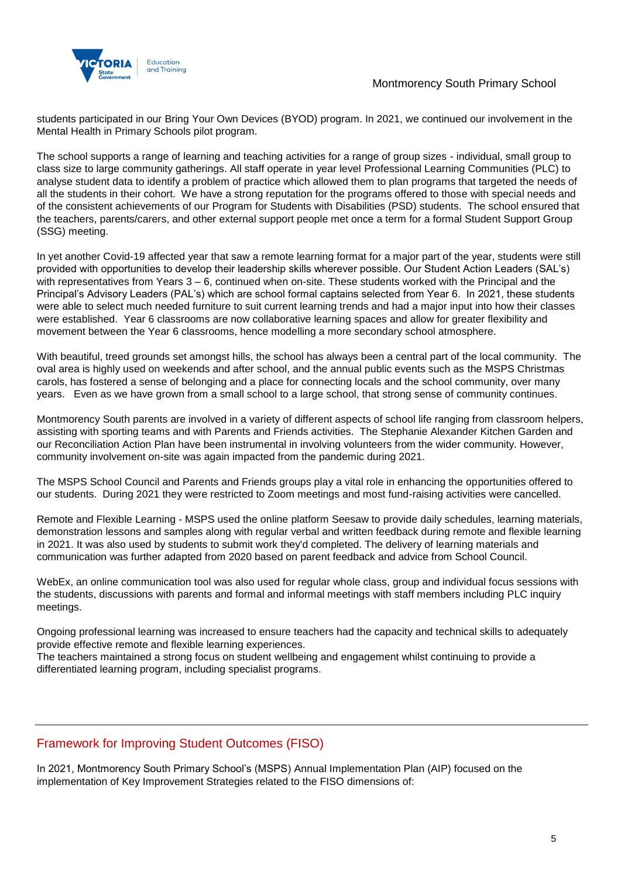students participated in our Bring Your Own Devices (BYOD) program. In 2021, we continued our involvement in the Mental Health in Primary Schools pilot program.

The school supports a range of learning and teaching activities for a range of group sizes - individual, small group to class size to large community gatherings. All staff operate in year level Professional Learning Communities (PLC) to analyse student data to identify a problem of practice which allowed them to plan programs that targeted the needs of all the students in their cohort. We have a strong reputation for the programs offered to those with special needs and of the consistent achievements of our Program for Students with Disabilities (PSD) students. The school ensured that the teachers, parents/carers, and other external support people met once a term for a formal Student Support Group (SSG) meeting.

In yet another Covid-19 affected year that saw a remote learning format for a major part of the year, students were still provided with opportunities to develop their leadership skills wherever possible. Our Student Action Leaders (SAL's) with representatives from Years 3 – 6, continued when on-site. These students worked with the Principal and the Principal's Advisory Leaders (PAL's) which are school formal captains selected from Year 6. In 2021, these students were able to select much needed furniture to suit current learning trends and had a major input into how their classes were established. Year 6 classrooms are now collaborative learning spaces and allow for greater flexibility and movement between the Year 6 classrooms, hence modelling a more secondary school atmosphere.

With beautiful, treed grounds set amongst hills, the school has always been a central part of the local community. The oval area is highly used on weekends and after school, and the annual public events such as the MSPS Christmas carols, has fostered a sense of belonging and a place for connecting locals and the school community, over many years. Even as we have grown from a small school to a large school, that strong sense of community continues.

Montmorency South parents are involved in a variety of different aspects of school life ranging from classroom helpers, assisting with sporting teams and with Parents and Friends activities. The Stephanie Alexander Kitchen Garden and our Reconciliation Action Plan have been instrumental in involving volunteers from the wider community. However, community involvement on-site was again impacted from the pandemic during 2021.

The MSPS School Council and Parents and Friends groups play a vital role in enhancing the opportunities offered to our students. During 2021 they were restricted to Zoom meetings and most fund-raising activities were cancelled.

Remote and Flexible Learning - MSPS used the online platform Seesaw to provide daily schedules, learning materials, demonstration lessons and samples along with regular verbal and written feedback during remote and flexible learning in 2021. It was also used by students to submit work they'd completed. The delivery of learning materials and communication was further adapted from 2020 based on parent feedback and advice from School Council.

WebEx, an online communication tool was also used for regular whole class, group and individual focus sessions with the students, discussions with parents and formal and informal meetings with staff members including PLC inquiry meetings.

Ongoing professional learning was increased to ensure teachers had the capacity and technical skills to adequately provide effective remote and flexible learning experiences.
The teachers maintained a strong focus on student wellbeing and engagement whilst continuing to provide a differentiated learning program, including specialist programs.

## Framework for Improving Student Outcomes (FISO)

In 2021, Montmorency South Primary School's (MSPS) Annual Implementation Plan (AIP) focused on the implementation of Key Improvement Strategies related to the FISO dimensions of: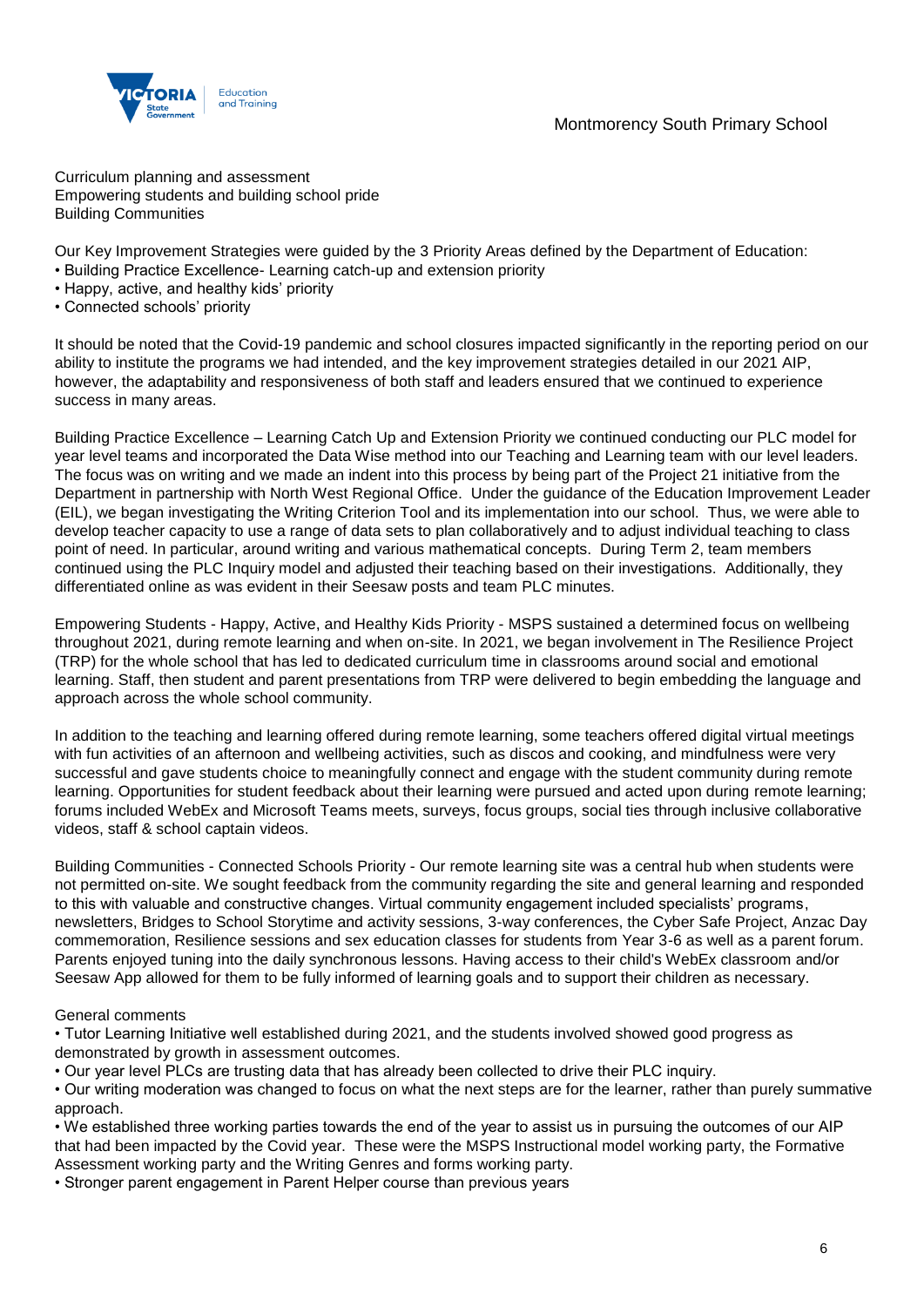Curriculum planning and assessment
Empowering students and building school pride
Building Communities

Our Key Improvement Strategies were guided by the 3 Priority Areas defined by the Department of Education:

- Building Practice Excellence- Learning catch-up and extension priority
- Happy, active, and healthy kids' priority
- Connected schools' priority

It should be noted that the Covid-19 pandemic and school closures impacted significantly in the reporting period on our ability to institute the programs we had intended, and the key improvement strategies detailed in our 2021 AIP, however, the adaptability and responsiveness of both staff and leaders ensured that we continued to experience success in many areas.

Building Practice Excellence – Learning Catch Up and Extension Priority we continued conducting our PLC model for year level teams and incorporated the Data Wise method into our Teaching and Learning team with our level leaders. The focus was on writing and we made an indent into this process by being part of the Project 21 initiative from the Department in partnership with North West Regional Office. Under the guidance of the Education Improvement Leader (EIL), we began investigating the Writing Criterion Tool and its implementation into our school. Thus, we were able to develop teacher capacity to use a range of data sets to plan collaboratively and to adjust individual teaching to class point of need. In particular, around writing and various mathematical concepts. During Term 2, team members continued using the PLC Inquiry model and adjusted their teaching based on their investigations. Additionally, they differentiated online as was evident in their Seesaw posts and team PLC minutes.

Empowering Students - Happy, Active, and Healthy Kids Priority - MSPS sustained a determined focus on wellbeing throughout 2021, during remote learning and when on-site. In 2021, we began involvement in The Resilience Project (TRP) for the whole school that has led to dedicated curriculum time in classrooms around social and emotional learning. Staff, then student and parent presentations from TRP were delivered to begin embedding the language and approach across the whole school community.

In addition to the teaching and learning offered during remote learning, some teachers offered digital virtual meetings with fun activities of an afternoon and wellbeing activities, such as discos and cooking, and mindfulness were very successful and gave students choice to meaningfully connect and engage with the student community during remote learning. Opportunities for student feedback about their learning were pursued and acted upon during remote learning; forums included WebEx and Microsoft Teams meets, surveys, focus groups, social ties through inclusive collaborative videos, staff & school captain videos.

Building Communities - Connected Schools Priority - Our remote learning site was a central hub when students were not permitted on-site. We sought feedback from the community regarding the site and general learning and responded to this with valuable and constructive changes. Virtual community engagement included specialists' programs, newsletters, Bridges to School Storytime and activity sessions, 3-way conferences, the Cyber Safe Project, Anzac Day commemoration, Resilience sessions and sex education classes for students from Year 3-6 as well as a parent forum. Parents enjoyed tuning into the daily synchronous lessons. Having access to their child's WebEx classroom and/or Seesaw App allowed for them to be fully informed of learning goals and to support their children as necessary.

General comments

- Tutor Learning Initiative well established during 2021, and the students involved showed good progress as demonstrated by growth in assessment outcomes.
- Our year level PLCs are trusting data that has already been collected to drive their PLC inquiry.
- Our writing moderation was changed to focus on what the next steps are for the learner, rather than purely summative approach.
- We established three working parties towards the end of the year to assist us in pursuing the outcomes of our AIP that had been impacted by the Covid year. These were the MSPS Instructional model working party, the Formative Assessment working party and the Writing Genres and forms working party.
- Stronger parent engagement in Parent Helper course than previous years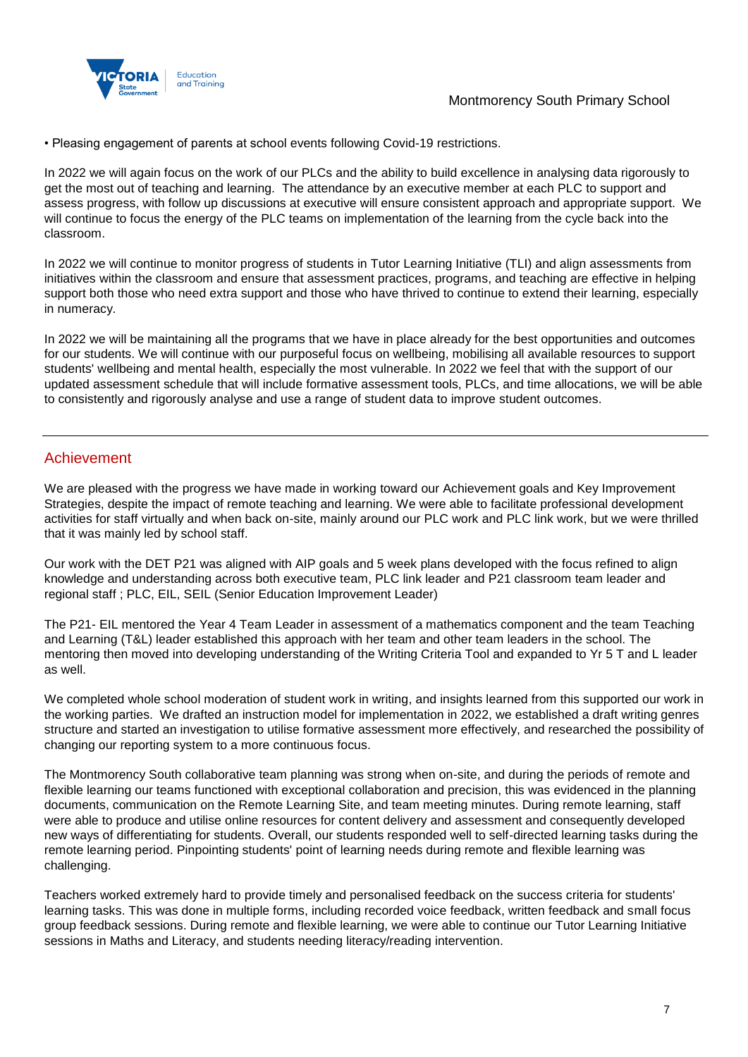• Pleasing engagement of parents at school events following Covid-19 restrictions.

In 2022 we will again focus on the work of our PLCs and the ability to build excellence in analysing data rigorously to get the most out of teaching and learning. The attendance by an executive member at each PLC to support and assess progress, with follow up discussions at executive will ensure consistent approach and appropriate support. We will continue to focus the energy of the PLC teams on implementation of the learning from the cycle back into the classroom.

In 2022 we will continue to monitor progress of students in Tutor Learning Initiative (TLI) and align assessments from initiatives within the classroom and ensure that assessment practices, programs, and teaching are effective in helping support both those who need extra support and those who have thrived to continue to extend their learning, especially in numeracy.

In 2022 we will be maintaining all the programs that we have in place already for the best opportunities and outcomes for our students. We will continue with our purposeful focus on wellbeing, mobilising all available resources to support students' wellbeing and mental health, especially the most vulnerable. In 2022 we feel that with the support of our updated assessment schedule that will include formative assessment tools, PLCs, and time allocations, we will be able to consistently and rigorously analyse and use a range of student data to improve student outcomes.

## Achievement

We are pleased with the progress we have made in working toward our Achievement goals and Key Improvement Strategies, despite the impact of remote teaching and learning. We were able to facilitate professional development activities for staff virtually and when back on-site, mainly around our PLC work and PLC link work, but we were thrilled that it was mainly led by school staff.

Our work with the DET P21 was aligned with AIP goals and 5 week plans developed with the focus refined to align knowledge and understanding across both executive team, PLC link leader and P21 classroom team leader and regional staff ; PLC, EIL, SEIL (Senior Education Improvement Leader)

The P21- EIL mentored the Year 4 Team Leader in assessment of a mathematics component and the team Teaching and Learning (T&L) leader established this approach with her team and other team leaders in the school. The mentoring then moved into developing understanding of the Writing Criteria Tool and expanded to Yr 5 T and L leader as well.

We completed whole school moderation of student work in writing, and insights learned from this supported our work in the working parties. We drafted an instruction model for implementation in 2022, we established a draft writing genres structure and started an investigation to utilise formative assessment more effectively, and researched the possibility of changing our reporting system to a more continuous focus.

The Montmorency South collaborative team planning was strong when on-site, and during the periods of remote and flexible learning our teams functioned with exceptional collaboration and precision, this was evidenced in the planning documents, communication on the Remote Learning Site, and team meeting minutes. During remote learning, staff were able to produce and utilise online resources for content delivery and assessment and consequently developed new ways of differentiating for students. Overall, our students responded well to self-directed learning tasks during the remote learning period. Pinpointing students' point of learning needs during remote and flexible learning was challenging.

Teachers worked extremely hard to provide timely and personalised feedback on the success criteria for students' learning tasks. This was done in multiple forms, including recorded voice feedback, written feedback and small focus group feedback sessions. During remote and flexible learning, we were able to continue our Tutor Learning Initiative sessions in Maths and Literacy, and students needing literacy/reading intervention.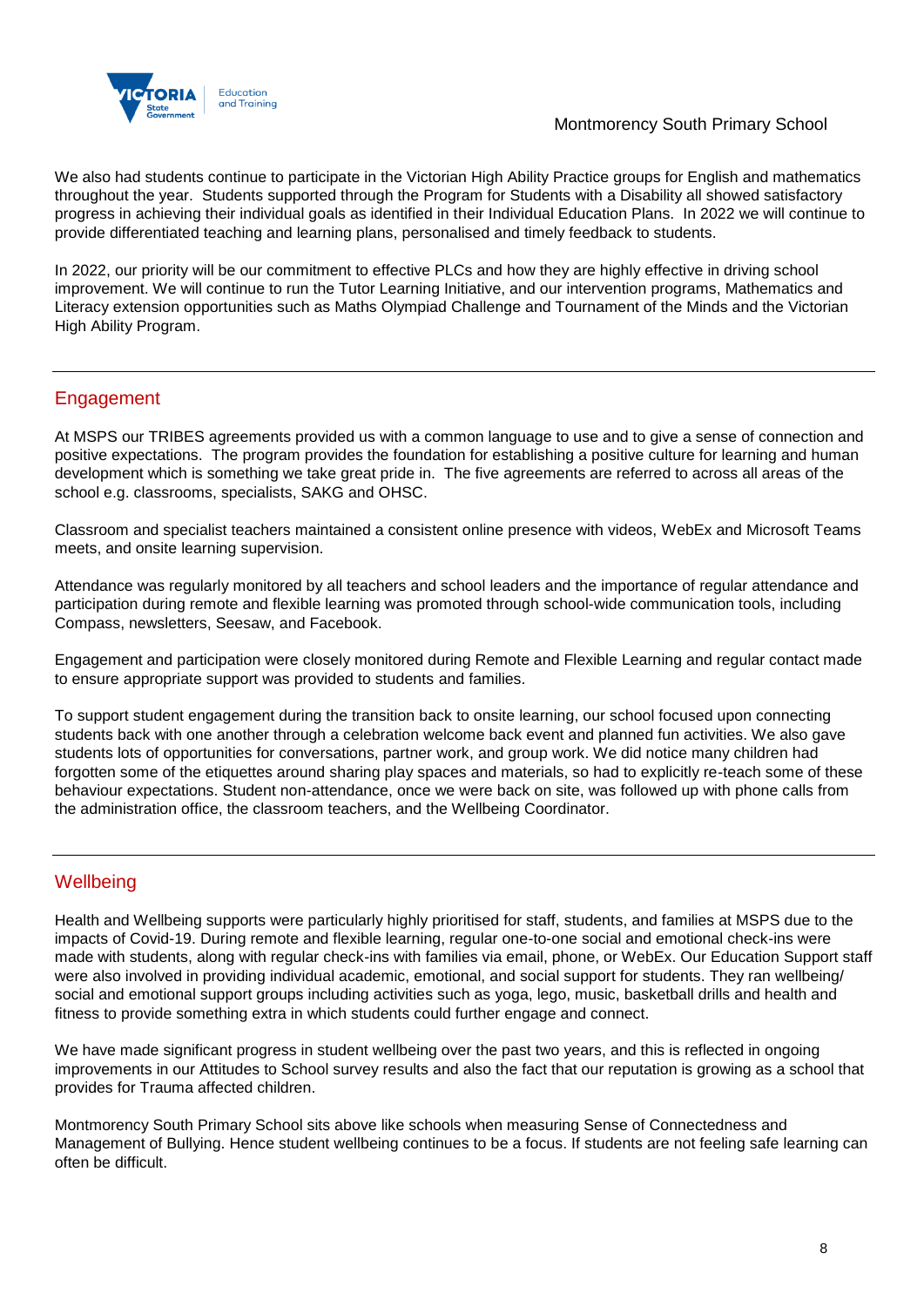We also had students continue to participate in the Victorian High Ability Practice groups for English and mathematics throughout the year. Students supported through the Program for Students with a Disability all showed satisfactory progress in achieving their individual goals as identified in their Individual Education Plans. In 2022 we will continue to provide differentiated teaching and learning plans, personalised and timely feedback to students.

In 2022, our priority will be our commitment to effective PLCs and how they are highly effective in driving school improvement. We will continue to run the Tutor Learning Initiative, and our intervention programs, Mathematics and Literacy extension opportunities such as Maths Olympiad Challenge and Tournament of the Minds and the Victorian High Ability Program.

## Engagement

At MSPS our TRIBES agreements provided us with a common language to use and to give a sense of connection and positive expectations. The program provides the foundation for establishing a positive culture for learning and human development which is something we take great pride in. The five agreements are referred to across all areas of the school e.g. classrooms, specialists, SAKG and OHSC.

Classroom and specialist teachers maintained a consistent online presence with videos, WebEx and Microsoft Teams meets, and onsite learning supervision.

Attendance was regularly monitored by all teachers and school leaders and the importance of regular attendance and participation during remote and flexible learning was promoted through school-wide communication tools, including Compass, newsletters, Seesaw, and Facebook.

Engagement and participation were closely monitored during Remote and Flexible Learning and regular contact made to ensure appropriate support was provided to students and families.

To support student engagement during the transition back to onsite learning, our school focused upon connecting students back with one another through a celebration welcome back event and planned fun activities. We also gave students lots of opportunities for conversations, partner work, and group work. We did notice many children had forgotten some of the etiquettes around sharing play spaces and materials, so had to explicitly re-teach some of these behaviour expectations. Student non-attendance, once we were back on site, was followed up with phone calls from the administration office, the classroom teachers, and the Wellbeing Coordinator.

## Wellbeing

Health and Wellbeing supports were particularly highly prioritised for staff, students, and families at MSPS due to the impacts of Covid-19. During remote and flexible learning, regular one-to-one social and emotional check-ins were made with students, along with regular check-ins with families via email, phone, or WebEx. Our Education Support staff were also involved in providing individual academic, emotional, and social support for students. They ran wellbeing/ social and emotional support groups including activities such as yoga, lego, music, basketball drills and health and fitness to provide something extra in which students could further engage and connect.

We have made significant progress in student wellbeing over the past two years, and this is reflected in ongoing improvements in our Attitudes to School survey results and also the fact that our reputation is growing as a school that provides for Trauma affected children.

Montmorency South Primary School sits above like schools when measuring Sense of Connectedness and Management of Bullying. Hence student wellbeing continues to be a focus. If students are not feeling safe learning can often be difficult.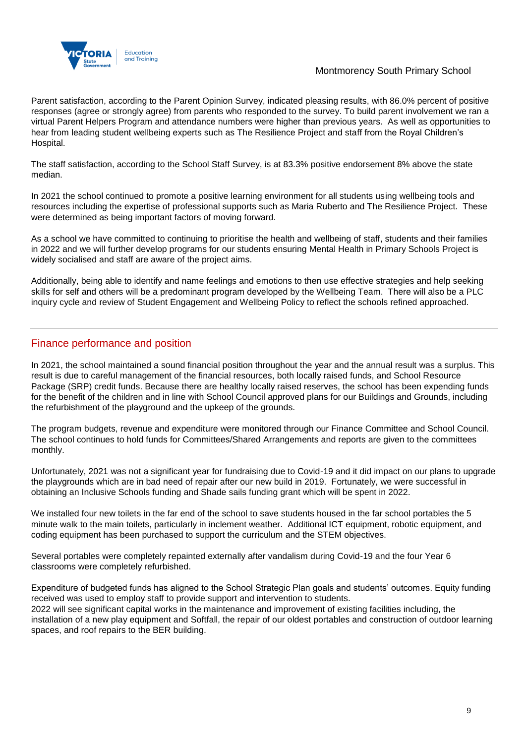Parent satisfaction, according to the Parent Opinion Survey, indicated pleasing results, with 86.0% percent of positive responses (agree or strongly agree) from parents who responded to the survey. To build parent involvement we ran a virtual Parent Helpers Program and attendance numbers were higher than previous years. As well as opportunities to hear from leading student wellbeing experts such as The Resilience Project and staff from the Royal Children's Hospital.

The staff satisfaction, according to the School Staff Survey, is at 83.3% positive endorsement 8% above the state median.

In 2021 the school continued to promote a positive learning environment for all students using wellbeing tools and resources including the expertise of professional supports such as Maria Ruberto and The Resilience Project. These were determined as being important factors of moving forward.

As a school we have committed to continuing to prioritise the health and wellbeing of staff, students and their families in 2022 and we will further develop programs for our students ensuring Mental Health in Primary Schools Project is widely socialised and staff are aware of the project aims.

Additionally, being able to identify and name feelings and emotions to then use effective strategies and help seeking skills for self and others will be a predominant program developed by the Wellbeing Team. There will also be a PLC inquiry cycle and review of Student Engagement and Wellbeing Policy to reflect the schools refined approached.

## Finance performance and position

In 2021, the school maintained a sound financial position throughout the year and the annual result was a surplus. This result is due to careful management of the financial resources, both locally raised funds, and School Resource Package (SRP) credit funds. Because there are healthy locally raised reserves, the school has been expending funds for the benefit of the children and in line with School Council approved plans for our Buildings and Grounds, including the refurbishment of the playground and the upkeep of the grounds.

The program budgets, revenue and expenditure were monitored through our Finance Committee and School Council. The school continues to hold funds for Committees/Shared Arrangements and reports are given to the committees monthly.

Unfortunately, 2021 was not a significant year for fundraising due to Covid-19 and it did impact on our plans to upgrade the playgrounds which are in bad need of repair after our new build in 2019. Fortunately, we were successful in obtaining an Inclusive Schools funding and Shade sails funding grant which will be spent in 2022.

We installed four new toilets in the far end of the school to save students housed in the far school portables the 5 minute walk to the main toilets, particularly in inclement weather. Additional ICT equipment, robotic equipment, and coding equipment has been purchased to support the curriculum and the STEM objectives.

Several portables were completely repainted externally after vandalism during Covid-19 and the four Year 6 classrooms were completely refurbished.

Expenditure of budgeted funds has aligned to the School Strategic Plan goals and students' outcomes. Equity funding received was used to employ staff to provide support and intervention to students.
2022 will see significant capital works in the maintenance and improvement of existing facilities including, the installation of a new play equipment and Softfall, the repair of our oldest portables and construction of outdoor learning spaces, and roof repairs to the BER building.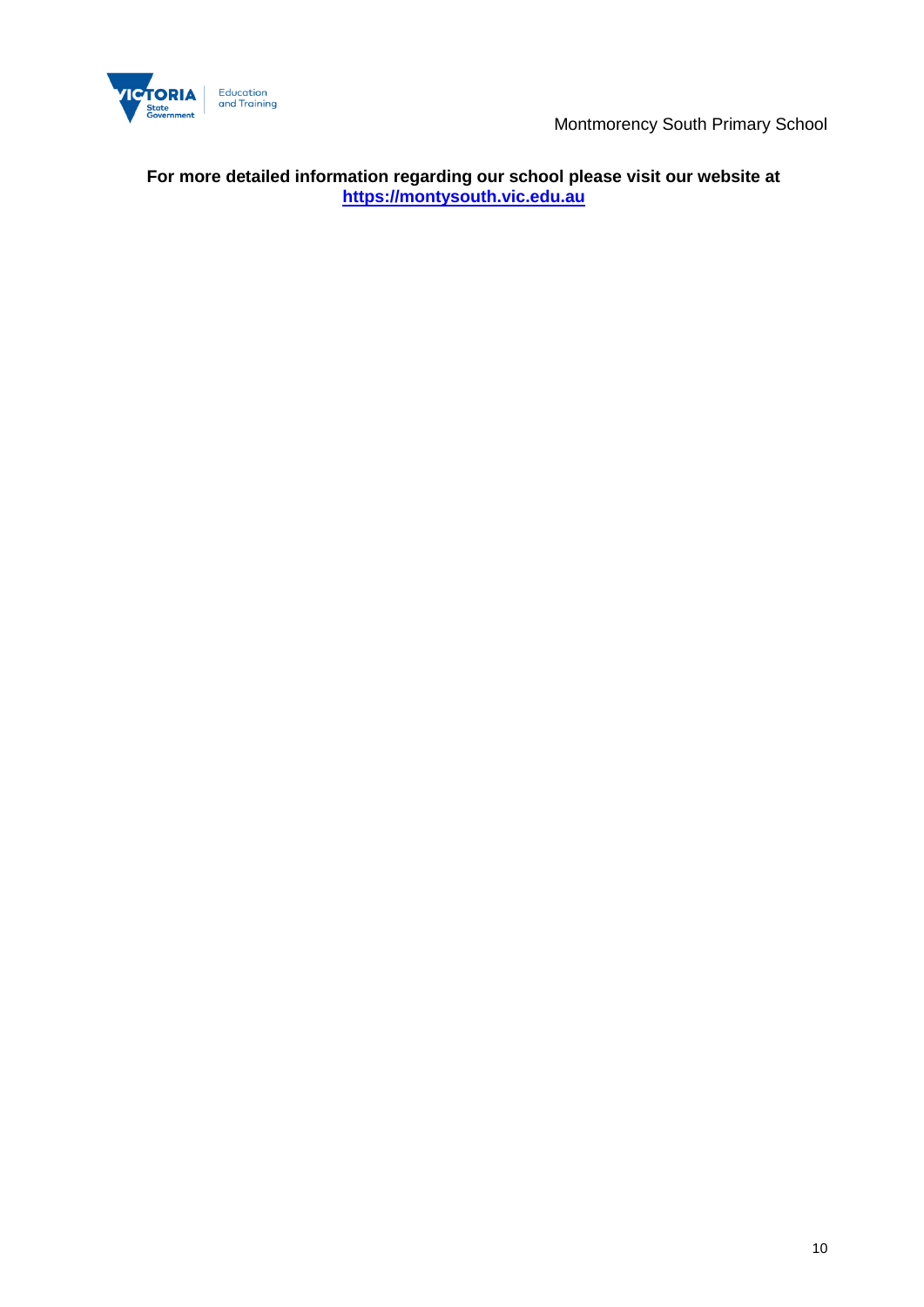**For more detailed information regarding our school please visit our website at [https://montysouth.vic.edu.au](https://montysouth.vic.edu.au)**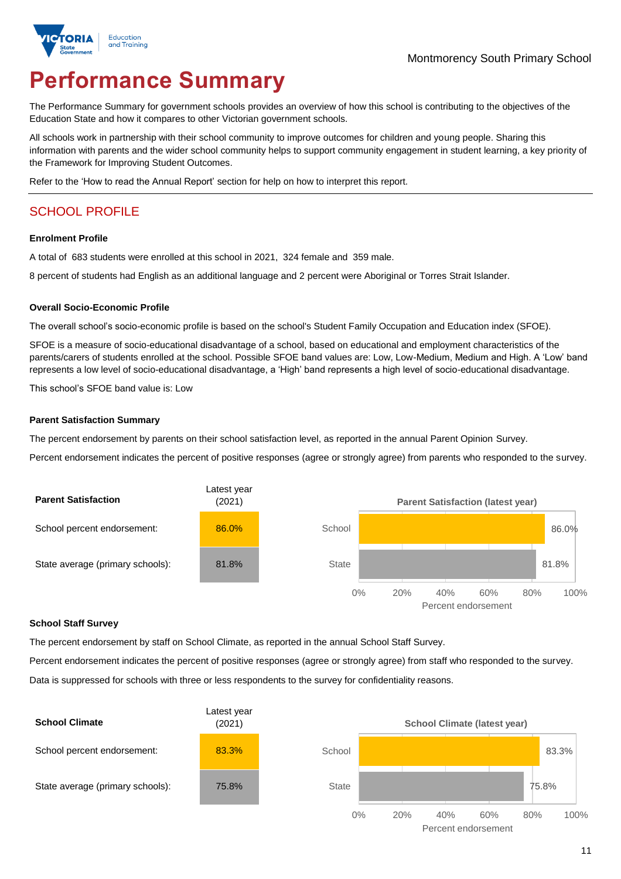Montmorency South Primary School

# Performance Summary

The Performance Summary for government schools provides an overview of how this school is contributing to the objectives of the Education State and how it compares to other Victorian government schools.

All schools work in partnership with their school community to improve outcomes for children and young people. Sharing this information with parents and the wider school community helps to support community engagement in student learning, a key priority of the Framework for Improving Student Outcomes.

Refer to the 'How to read the Annual Report' section for help on how to interpret this report.

## SCHOOL PROFILE

### Enrolment Profile

A total of 683 students were enrolled at this school in 2021, 324 female and 359 male.

8 percent of students had English as an additional language and 2 percent were Aboriginal or Torres Strait Islander.

### Overall Socio-Economic Profile

The overall school's socio-economic profile is based on the school's Student Family Occupation and Education index (SFOE).

SFOE is a measure of socio-educational disadvantage of a school, based on educational and employment characteristics of the parents/carers of students enrolled at the school. Possible SFOE band values are: Low, Low-Medium, Medium and High. A 'Low' band represents a low level of socio-educational disadvantage, a 'High' band represents a high level of socio-educational disadvantage.

This school's SFOE band value is: Low

### Parent Satisfaction Summary

The percent endorsement by parents on their school satisfaction level, as reported in the annual Parent Opinion Survey.

Percent endorsement indicates the percent of positive responses (agree or strongly agree) from parents who responded to the survey.

| Parent Satisfaction | Latest year (2021) |
|---|---|
| School percent endorsement: | 86.0% |
| State average (primary schools): | 81.8% |

**Parent Satisfaction (latest year)**

| | Percent endorsement |
|---|---|
| School | 86.0% |
| State | 81.8% |

### School Staff Survey

The percent endorsement by staff on School Climate, as reported in the annual School Staff Survey.

Percent endorsement indicates the percent of positive responses (agree or strongly agree) from staff who responded to the survey.

Data is suppressed for schools with three or less respondents to the survey for confidentiality reasons.

| School Climate | Latest year (2021) |
|---|---|
| School percent endorsement: | 83.3% |
| State average (primary schools): | 75.8% |

**School Climate (latest year)**

| | Percent endorsement |
|---|---|
| School | 83.3% |
| State | 75.8% |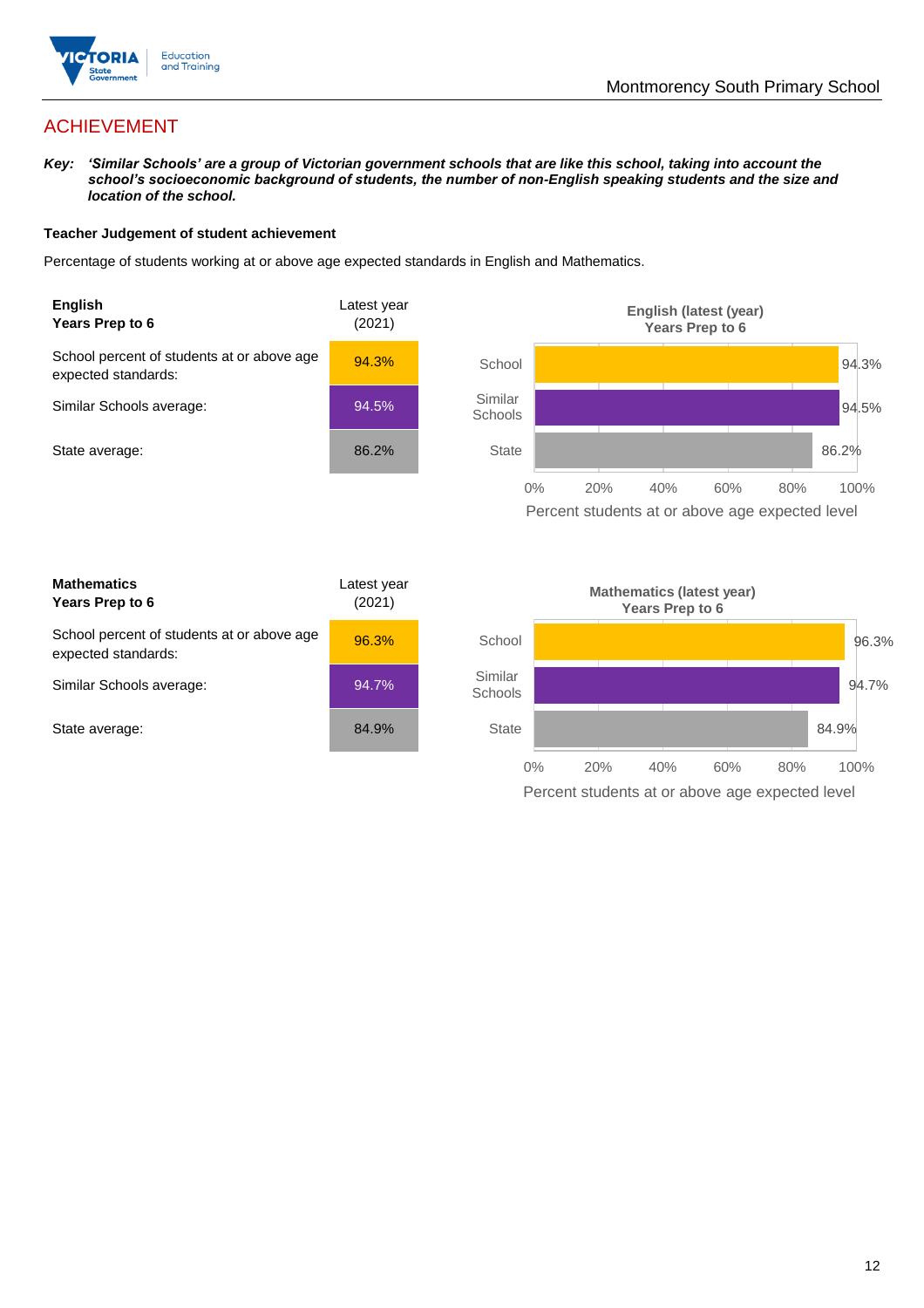## ACHIEVEMENT

***Key:** 'Similar Schools' are a group of Victorian government schools that are like this school, taking into account the school's socioeconomic background of students, the number of non-English speaking students and the size and location of the school.*

**Teacher Judgement of student achievement**

Percentage of students working at or above age expected standards in English and Mathematics.

| **English** **Years Prep to 6** | Latest year (2021) |
|---|---|
| School percent of students at or above age expected standards: | 94.3% |
| Similar Schools average: | 94.5% |
| State average: | 86.2% |

**English (latest (year) Years Prep to 6**

| | Percent students at or above age expected level |
|---|---|
| School | 94.3% |
| Similar Schools | 94.5% |
| State | 86.2% |

| **Mathematics** **Years Prep to 6** | Latest year (2021) |
|---|---|
| School percent of students at or above age expected standards: | 96.3% |
| Similar Schools average: | 94.7% |
| State average: | 84.9% |

**Mathematics (latest year) Years Prep to 6**

| | Percent students at or above age expected level |
|---|---|
| School | 96.3% |
| Similar Schools | 94.7% |
| State | 84.9% |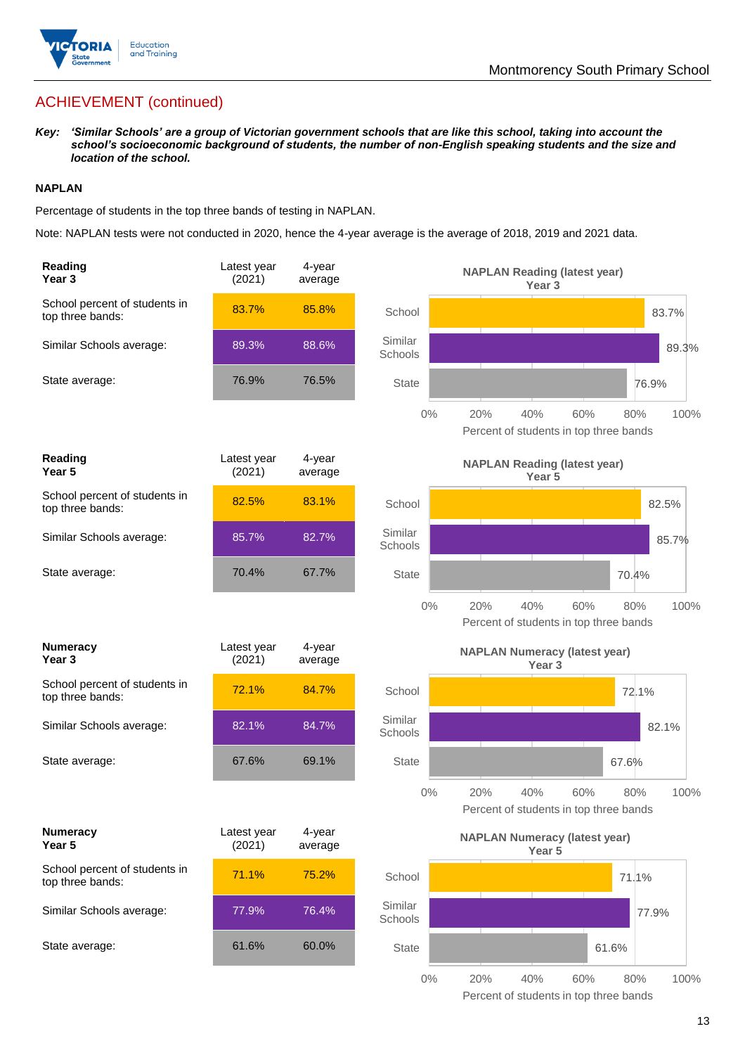## ACHIEVEMENT (continued)

***Key:*** ***'Similar Schools' are a group of Victorian government schools that are like this school, taking into account the school's socioeconomic background of students, the number of non-English speaking students and the size and location of the school.***

**NAPLAN**

Percentage of students in the top three bands of testing in NAPLAN.

Note: NAPLAN tests were not conducted in 2020, hence the 4-year average is the average of 2018, 2019 and 2021 data.

| **Reading Year 3** | Latest year (2021) | 4-year average |
|---|---|---|
| School percent of students in top three bands: | 83.7% | 85.8% |
| Similar Schools average: | 89.3% | 88.6% |
| State average: | 76.9% | 76.5% |

**NAPLAN Reading (latest year) Year 3**

| | Percent of students in top three bands |
|---|---|
| School | 83.7% |
| Similar Schools | 89.3% |
| State | 76.9% |

| **Reading Year 5** | Latest year (2021) | 4-year average |
|---|---|---|
| School percent of students in top three bands: | 82.5% | 83.1% |
| Similar Schools average: | 85.7% | 82.7% |
| State average: | 70.4% | 67.7% |

**NAPLAN Reading (latest year) Year 5**

| | Percent of students in top three bands |
|---|---|
| School | 82.5% |
| Similar Schools | 85.7% |
| State | 70.4% |

| **Numeracy Year 3** | Latest year (2021) | 4-year average |
|---|---|---|
| School percent of students in top three bands: | 72.1% | 84.7% |
| Similar Schools average: | 82.1% | 84.7% |
| State average: | 67.6% | 69.1% |

**NAPLAN Numeracy (latest year) Year 3**

| | Percent of students in top three bands |
|---|---|
| School | 72.1% |
| Similar Schools | 82.1% |
| State | 67.6% |

| **Numeracy Year 5** | Latest year (2021) | 4-year average |
|---|---|---|
| School percent of students in top three bands: | 71.1% | 75.2% |
| Similar Schools average: | 77.9% | 76.4% |
| State average: | 61.6% | 60.0% |

**NAPLAN Numeracy (latest year) Year 5**

| | Percent of students in top three bands |
|---|---|
| School | 71.1% |
| Similar Schools | 77.9% |
| State | 61.6% |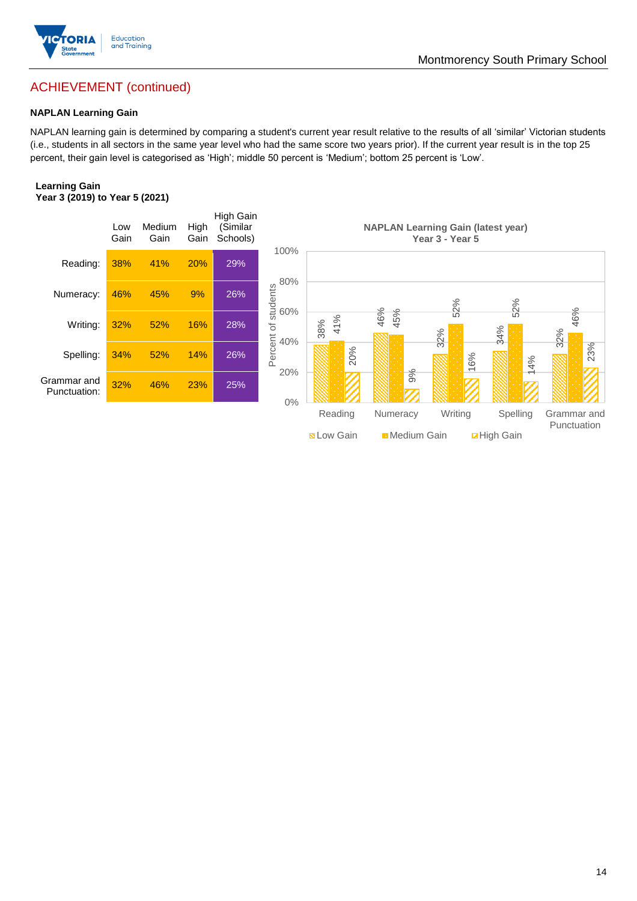## ACHIEVEMENT (continued)

### NAPLAN Learning Gain

NAPLAN learning gain is determined by comparing a student's current year result relative to the results of all 'similar' Victorian students (i.e., students in all sectors in the same year level who had the same score two years prior). If the current year result is in the top 25 percent, their gain level is categorised as 'High'; middle 50 percent is 'Medium'; bottom 25 percent is 'Low'.

**Learning Gain**
**Year 3 (2019) to Year 5 (2021)**

| | Low Gain | Medium Gain | High Gain | High Gain (Similar Schools) |
|---|---|---|---|---|
| Reading: | 38% | 41% | 20% | 29% |
| Numeracy: | 46% | 45% | 9% | 26% |
| Writing: | 32% | 52% | 16% | 28% |
| Spelling: | 34% | 52% | 14% | 26% |
| Grammar and Punctuation: | 32% | 46% | 23% | 25% |

**NAPLAN Learning Gain (latest year)**
**Year 3 - Year 5**

| | Low Gain | Medium Gain | High Gain |
|---|---|---|---|
| Reading | 38% | 41% | 20% |
| Numeracy | 46% | 45% | 9% |
| Writing | 32% | 52% | 16% |
| Spelling | 34% | 52% | 14% |
| Grammar and Punctuation | 32% | 46% | 23% |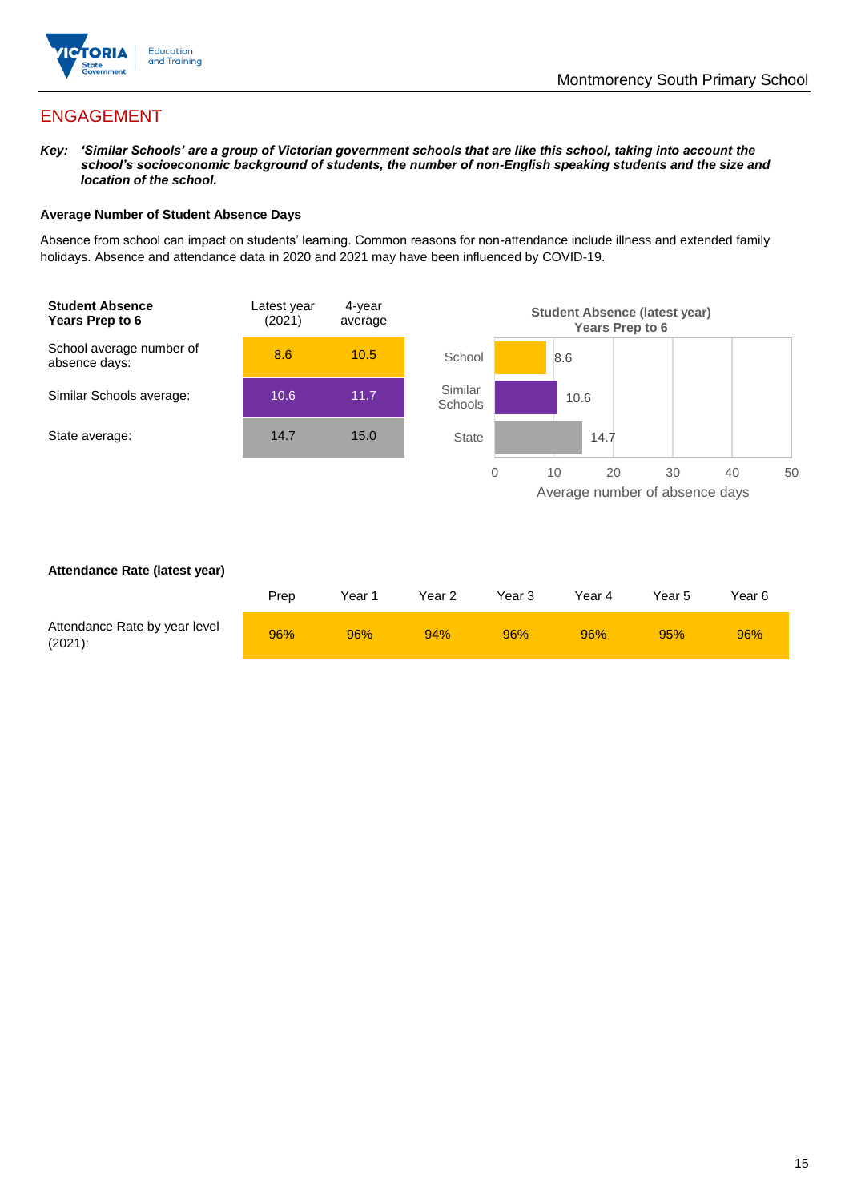## ENGAGEMENT

***Key:*** ***'Similar Schools' are a group of Victorian government schools that are like this school, taking into account the school's socioeconomic background of students, the number of non-English speaking students and the size and location of the school.***

**Average Number of Student Absence Days**

Absence from school can impact on students' learning. Common reasons for non-attendance include illness and extended family holidays. Absence and attendance data in 2020 and 2021 may have been influenced by COVID-19.

| **Student Absence Years Prep to 6** | Latest year (2021) | 4-year average |
|---|---|---|
| School average number of absence days: | 8.6 | 10.5 |
| Similar Schools average: | 10.6 | 11.7 |
| State average: | 14.7 | 15.0 |

**Student Absence (latest year) Years Prep to 6**

| | Average number of absence days |
|---|---|
| School | 8.6 |
| Similar Schools | 10.6 |
| State | 14.7 |

**Attendance Rate (latest year)**

| | Prep | Year 1 | Year 2 | Year 3 | Year 4 | Year 5 | Year 6 |
|---|---|---|---|---|---|---|---|
| Attendance Rate by year level (2021): | 96% | 96% | 94% | 96% | 96% | 95% | 96% |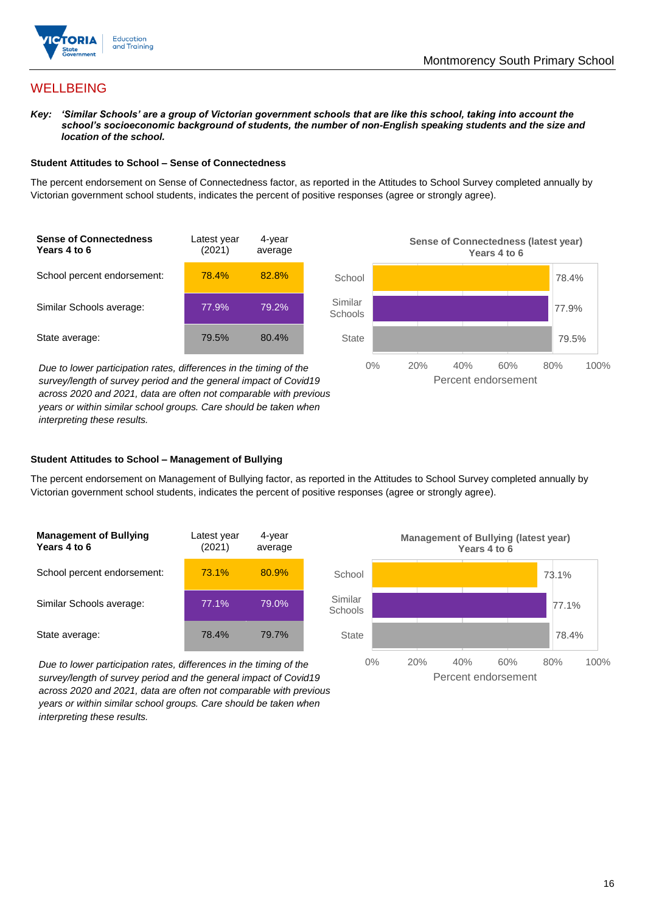## WELLBEING

***Key:*** ***'Similar Schools' are a group of Victorian government schools that are like this school, taking into account the school's socioeconomic background of students, the number of non-English speaking students and the size and location of the school.***

### Student Attitudes to School – Sense of Connectedness

The percent endorsement on Sense of Connectedness factor, as reported in the Attitudes to School Survey completed annually by Victorian government school students, indicates the percent of positive responses (agree or strongly agree).

| **Sense of Connectedness Years 4 to 6** | Latest year (2021) | 4-year average |
|---|---|---|
| School percent endorsement: | 78.4% | 82.8% |
| Similar Schools average: | 77.9% | 79.2% |
| State average: | 79.5% | 80.4% |

*Due to lower participation rates, differences in the timing of the survey/length of survey period and the general impact of Covid19 across 2020 and 2021, data are often not comparable with previous years or within similar school groups. Care should be taken when interpreting these results.*

**Sense of Connectedness (latest year) Years 4 to 6**

| | Percent endorsement |
|---|---|
| School | 78.4% |
| Similar Schools | 77.9% |
| State | 79.5% |

### Student Attitudes to School – Management of Bullying

The percent endorsement on Management of Bullying factor, as reported in the Attitudes to School Survey completed annually by Victorian government school students, indicates the percent of positive responses (agree or strongly agree).

| **Management of Bullying Years 4 to 6** | Latest year (2021) | 4-year average |
|---|---|---|
| School percent endorsement: | 73.1% | 80.9% |
| Similar Schools average: | 77.1% | 79.0% |
| State average: | 78.4% | 79.7% |

*Due to lower participation rates, differences in the timing of the survey/length of survey period and the general impact of Covid19 across 2020 and 2021, data are often not comparable with previous years or within similar school groups. Care should be taken when interpreting these results.*

**Management of Bullying (latest year) Years 4 to 6**

| | Percent endorsement |
|---|---|
| School | 73.1% |
| Similar Schools | 77.1% |
| State | 78.4% |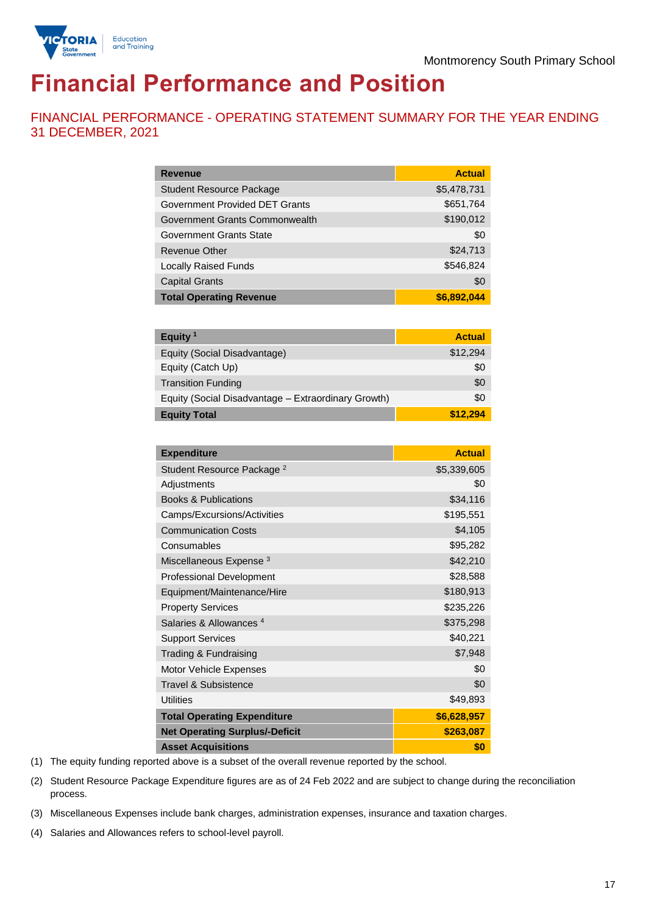Montmorency South Primary School

# Financial Performance and Position

## FINANCIAL PERFORMANCE - OPERATING STATEMENT SUMMARY FOR THE YEAR ENDING 31 DECEMBER, 2021

| Revenue | Actual |
|---|---|
| Student Resource Package | $5,478,731 |
| Government Provided DET Grants | $651,764 |
| Government Grants Commonwealth | $190,012 |
| Government Grants State | $0 |
| Revenue Other | $24,713 |
| Locally Raised Funds | $546,824 |
| Capital Grants | $0 |
| **Total Operating Revenue** | **$6,892,044** |

| Equity [1] | Actual |
|---|---|
| Equity (Social Disadvantage) | $12,294 |
| Equity (Catch Up) | $0 |
| Transition Funding | $0 |
| Equity (Social Disadvantage – Extraordinary Growth) | $0 |
| **Equity Total** | **$12,294** |

| Expenditure | Actual |
|---|---|
| Student Resource Package [2] | $5,339,605 |
| Adjustments | $0 |
| Books & Publications | $34,116 |
| Camps/Excursions/Activities | $195,551 |
| Communication Costs | $4,105 |
| Consumables | $95,282 |
| Miscellaneous Expense [3] | $42,210 |
| Professional Development | $28,588 |
| Equipment/Maintenance/Hire | $180,913 |
| Property Services | $235,226 |
| Salaries & Allowances [4] | $375,298 |
| Support Services | $40,221 |
| Trading & Fundraising | $7,948 |
| Motor Vehicle Expenses | $0 |
| Travel & Subsistence | $0 |
| Utilities | $49,893 |
| **Total Operating Expenditure** | **$6,628,957** |
| **Net Operating Surplus/-Deficit** | **$263,087** |
| **Asset Acquisitions** | **$0** |

(1) The equity funding reported above is a subset of the overall revenue reported by the school.

(2) Student Resource Package Expenditure figures are as of 24 Feb 2022 and are subject to change during the reconciliation process.

(3) Miscellaneous Expenses include bank charges, administration expenses, insurance and taxation charges.

(4) Salaries and Allowances refers to school-level payroll.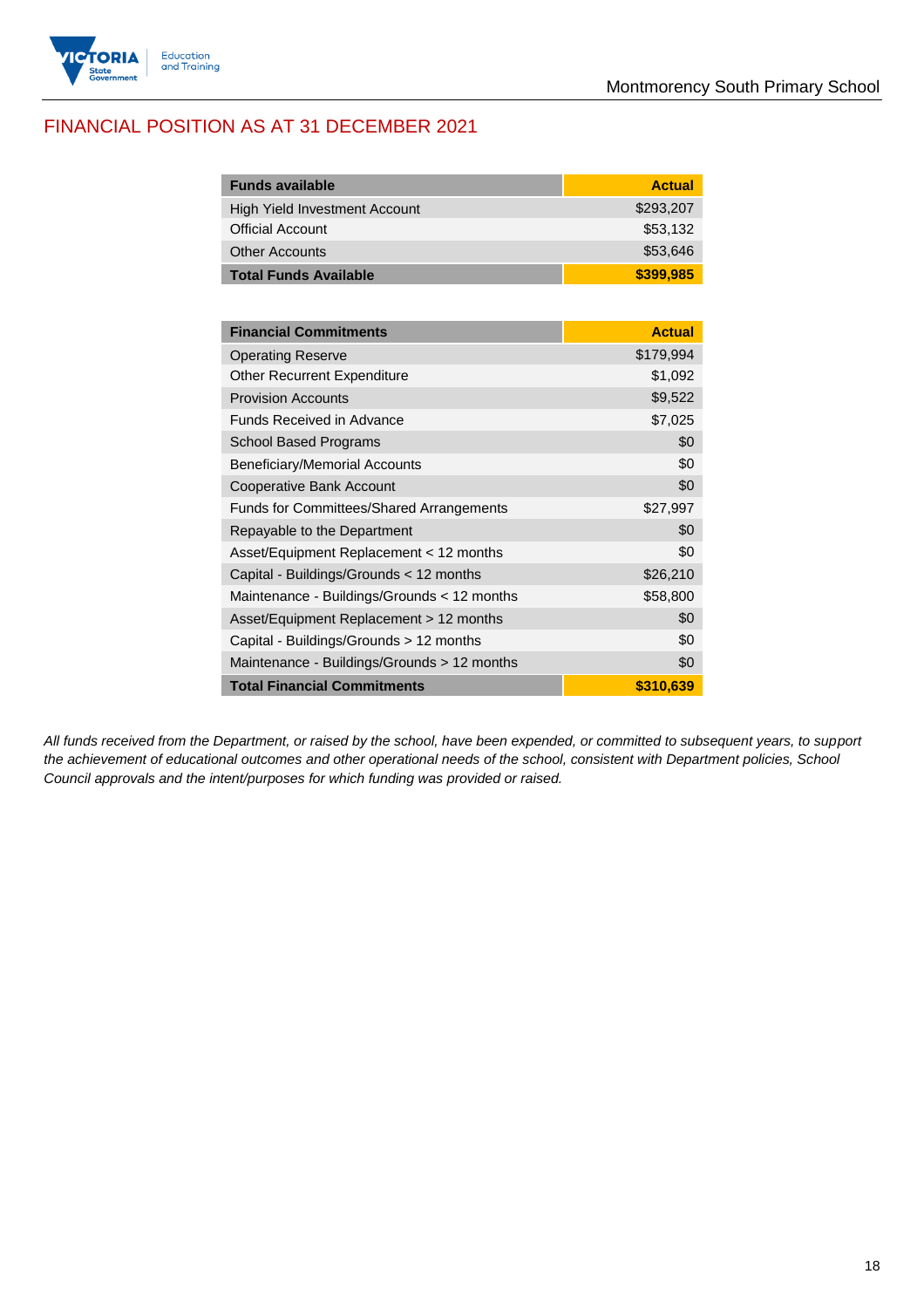# FINANCIAL POSITION AS AT 31 DECEMBER 2021

| Funds available | Actual |
|---|---|
| High Yield Investment Account | $293,207 |
| Official Account | $53,132 |
| Other Accounts | $53,646 |
| **Total Funds Available** | **$399,985** |

| Financial Commitments | Actual |
|---|---|
| Operating Reserve | $179,994 |
| Other Recurrent Expenditure | $1,092 |
| Provision Accounts | $9,522 |
| Funds Received in Advance | $7,025 |
| School Based Programs | $0 |
| Beneficiary/Memorial Accounts | $0 |
| Cooperative Bank Account | $0 |
| Funds for Committees/Shared Arrangements | $27,997 |
| Repayable to the Department | $0 |
| Asset/Equipment Replacement < 12 months | $0 |
| Capital - Buildings/Grounds < 12 months | $26,210 |
| Maintenance - Buildings/Grounds < 12 months | $58,800 |
| Asset/Equipment Replacement > 12 months | $0 |
| Capital - Buildings/Grounds > 12 months | $0 |
| Maintenance - Buildings/Grounds > 12 months | $0 |
| **Total Financial Commitments** | **$310,639** |

*All funds received from the Department, or raised by the school, have been expended, or committed to subsequent years, to support the achievement of educational outcomes and other operational needs of the school, consistent with Department policies, School Council approvals and the intent/purposes for which funding was provided or raised.*